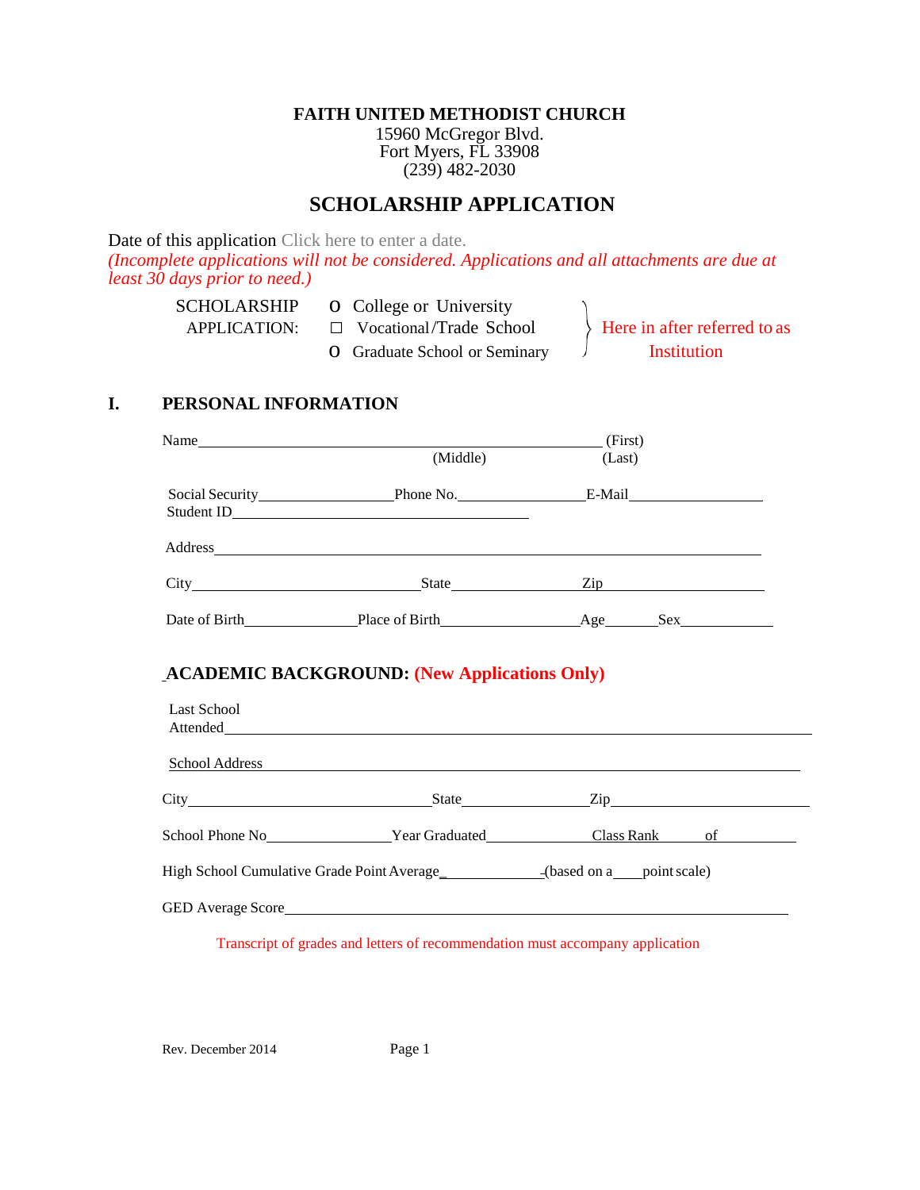**FAITH UNITED METHODIST CHURCH**
15960 McGregor Blvd.
Fort Myers, FL 33908
(239) 482-2030

## SCHOLARSHIP APPLICATION

Date of this application Click here to enter a date.

*(Incomplete applications will not be considered. Applications and all attachments are due at least 30 days prior to need.)*

SCHOLARSHIP APPLICATION:

- o College or University
- ☐ Vocational/Trade School
- o Graduate School or Seminary

} Here in after referred to as Institution

## I. PERSONAL INFORMATION

Name\_\_\_\_\_\_\_\_\_\_\_\_\_\_\_\_\_\_\_\_\_\_\_\_\_\_\_\_\_\_\_\_\_\_\_\_\_\_\_\_\_\_\_\_\_\_ (First) (Middle) (Last)

Social Security\_\_\_\_\_\_\_\_\_\_\_\_\_\_\_\_ Phone No.\_\_\_\_\_\_\_\_\_\_\_\_\_\_\_ E-Mail\_\_\_\_\_\_\_\_\_\_\_\_\_\_\_\_\_

Student ID\_\_\_\_\_\_\_\_\_\_\_\_\_\_\_\_\_\_\_\_\_\_\_\_\_\_\_\_\_\_\_\_\_\_\_\_

Address\_\_\_\_\_\_\_\_\_\_\_\_\_\_\_\_\_\_\_\_\_\_\_\_\_\_\_\_\_\_\_\_\_\_\_\_\_\_\_\_\_\_\_\_\_\_\_\_\_\_\_\_\_\_\_\_\_\_\_\_\_\_\_\_

City\_\_\_\_\_\_\_\_\_\_\_\_\_\_\_\_\_\_\_\_\_\_\_\_\_\_\_\_ State\_\_\_\_\_\_\_\_\_\_\_\_\_\_\_\_ Zip\_\_\_\_\_\_\_\_\_\_\_\_\_\_\_\_\_\_\_\_

Date of Birth\_\_\_\_\_\_\_\_\_\_\_\_\_\_ Place of Birth\_\_\_\_\_\_\_\_\_\_\_\_\_\_\_\_\_ Age\_\_\_\_\_\_ Sex\_\_\_\_\_\_\_\_\_\_\_\_

## ACADEMIC BACKGROUND: (New Applications Only)

Last School Attended\_\_\_\_\_\_\_\_\_\_\_\_\_\_\_\_\_\_\_\_\_\_\_\_\_\_\_\_\_\_\_\_\_\_\_\_\_\_\_\_\_\_\_\_\_\_\_\_\_\_\_\_\_\_\_\_\_\_\_\_\_\_\_\_\_\_\_\_\_\_

School Address\_\_\_\_\_\_\_\_\_\_\_\_\_\_\_\_\_\_\_\_\_\_\_\_\_\_\_\_\_\_\_\_\_\_\_\_\_\_\_\_\_\_\_\_\_\_\_\_\_\_\_\_\_\_\_\_\_\_\_\_\_\_\_\_

City\_\_\_\_\_\_\_\_\_\_\_\_\_\_\_\_\_\_\_\_\_\_\_\_\_\_\_\_\_\_ State\_\_\_\_\_\_\_\_\_\_\_\_\_\_\_ Zip\_\_\_\_\_\_\_\_\_\_\_\_\_\_\_\_\_\_\_\_\_\_\_

School Phone No\_\_\_\_\_\_\_\_\_\_\_\_\_\_\_ Year Graduated\_\_\_\_\_\_\_\_\_\_\_\_\_ Class Rank\_\_\_\_\_ of\_\_\_\_\_\_\_\_\_\_

High School Cumulative Grade Point Average\_\_\_\_\_\_\_\_\_\_\_\_\_\_(based on a\_\_\_\_point scale)

GED Average Score\_\_\_\_\_\_\_\_\_\_\_\_\_\_\_\_\_\_\_\_\_\_\_\_\_\_\_\_\_\_\_\_\_\_\_\_\_\_\_\_\_\_\_\_\_\_\_\_\_\_\_\_\_\_\_\_\_\_\_

Transcript of grades and letters of recommendation must accompany application

Rev. December 2014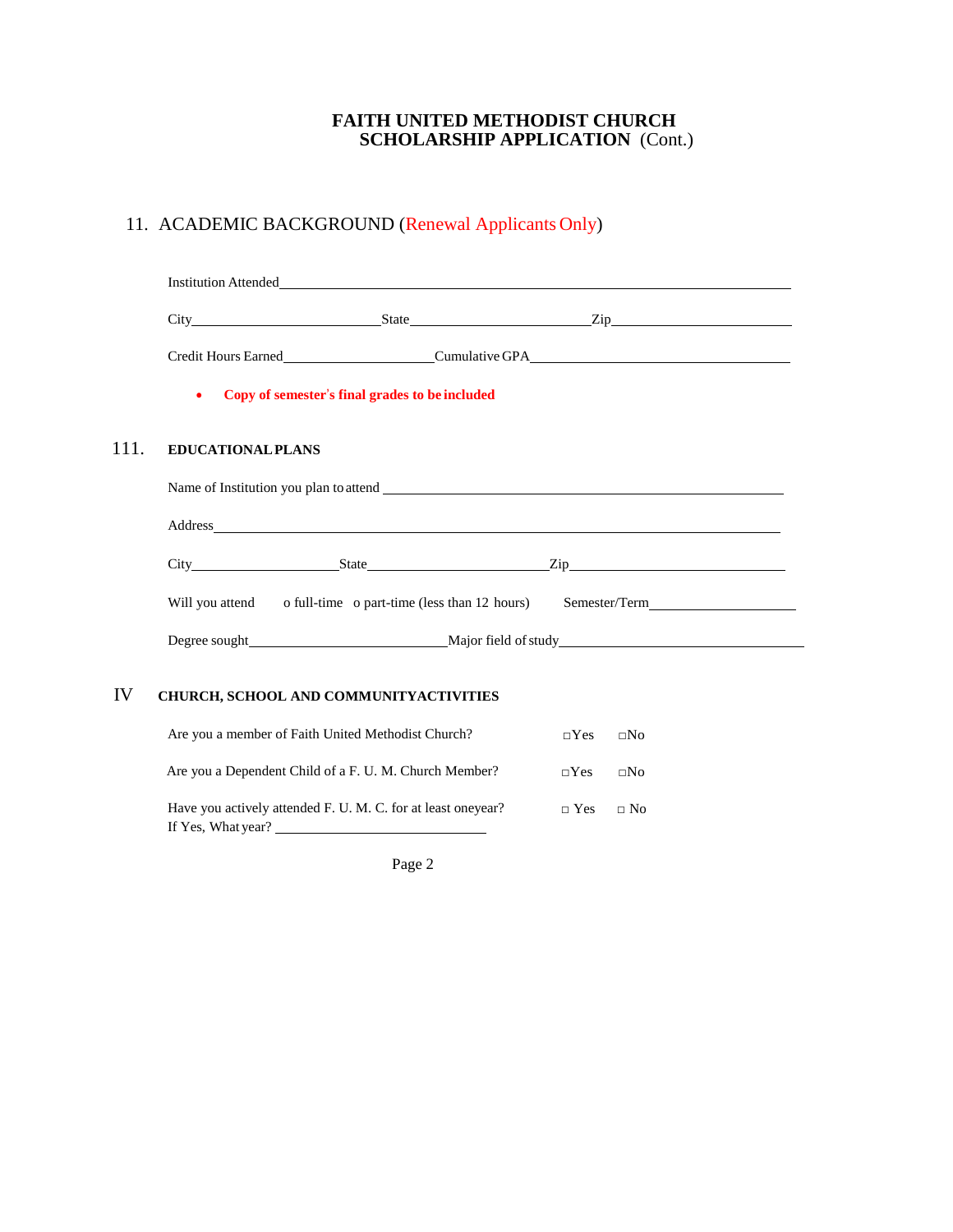# FAITH UNITED METHODIST CHURCH
## SCHOLARSHIP APPLICATION (Cont.)

## 11. ACADEMIC BACKGROUND (Renewal Applicants Only)

Institution Attended\_\_\_\_\_\_\_\_\_\_\_\_\_\_\_\_\_\_\_\_\_\_\_\_\_\_\_\_\_\_\_\_\_\_\_\_\_\_\_\_\_\_\_\_\_\_\_\_\_\_\_\_

City\_\_\_\_\_\_\_\_\_\_\_\_\_\_\_\_\_\_\_\_ State\_\_\_\_\_\_\_\_\_\_\_\_\_\_\_\_\_\_\_\_ Zip\_\_\_\_\_\_\_\_\_\_\_\_\_\_\_\_\_\_\_\_

Credit Hours Earned\_\_\_\_\_\_\_\_\_\_\_\_\_\_\_\_\_\_ Cumulative GPA\_\_\_\_\_\_\_\_\_\_\_\_\_\_\_\_\_\_\_\_\_\_\_\_\_\_\_\_

- **Copy of semester's final grades to be included**

## 111. EDUCATIONAL PLANS

Name of Institution you plan to attend \_\_\_\_\_\_\_\_\_\_\_\_\_\_\_\_\_\_\_\_\_\_\_\_\_\_\_\_\_\_\_\_\_\_\_\_\_\_\_\_\_\_

Address\_\_\_\_\_\_\_\_\_\_\_\_\_\_\_\_\_\_\_\_\_\_\_\_\_\_\_\_\_\_\_\_\_\_\_\_\_\_\_\_\_\_\_\_\_\_\_\_\_\_\_\_\_\_\_\_\_\_\_\_\_\_\_\_

City\_\_\_\_\_\_\_\_\_\_\_\_\_\_\_\_\_\_ State\_\_\_\_\_\_\_\_\_\_\_\_\_\_\_\_\_\_\_\_ Zip\_\_\_\_\_\_\_\_\_\_\_\_\_\_\_\_\_\_\_\_\_\_\_\_

Will you attend o full-time o part-time (less than 12 hours) Semester/Term\_\_\_\_\_\_\_\_\_\_\_\_\_\_\_\_\_\_

Degree sought\_\_\_\_\_\_\_\_\_\_\_\_\_\_\_\_\_\_\_\_\_\_ Major field of study\_\_\_\_\_\_\_\_\_\_\_\_\_\_\_\_\_\_\_\_\_\_\_\_\_\_\_\_

## IV CHURCH, SCHOOL AND COMMUNITY ACTIVITIES

Are you a member of Faith United Methodist Church? □Yes □No

Are you a Dependent Child of a F. U. M. Church Member? □Yes □No

Have you actively attended F. U. M. C. for at least one year? □ Yes □ No
If Yes, What year? \_\_\_\_\_\_\_\_\_\_\_\_\_\_\_\_\_\_\_\_\_\_\_\_\_\_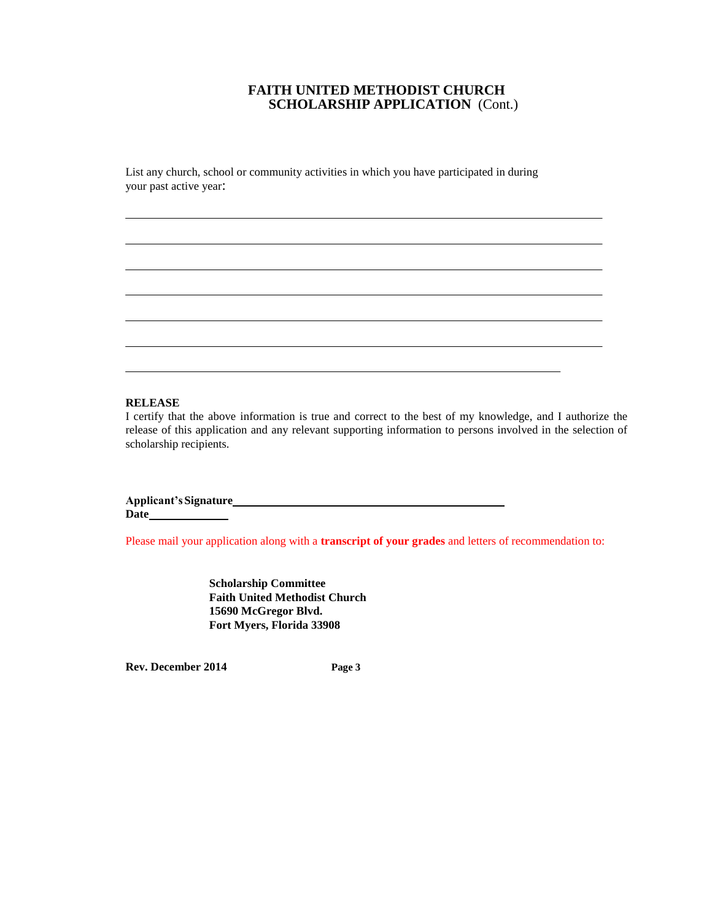# FAITH UNITED METHODIST CHURCH
## SCHOLARSHIP APPLICATION (Cont.)

List any church, school or community activities in which you have participated in during your past active year:

\_\_\_\_\_\_\_\_\_\_\_\_\_\_\_\_\_\_\_\_\_\_\_\_\_\_\_\_\_\_\_\_\_\_\_\_\_\_\_\_\_\_\_\_\_\_\_\_\_\_\_\_\_\_\_\_\_\_\_\_\_\_\_\_\_\_\_\_\_\_

\_\_\_\_\_\_\_\_\_\_\_\_\_\_\_\_\_\_\_\_\_\_\_\_\_\_\_\_\_\_\_\_\_\_\_\_\_\_\_\_\_\_\_\_\_\_\_\_\_\_\_\_\_\_\_\_\_\_\_\_\_\_\_\_\_\_\_\_\_\_

\_\_\_\_\_\_\_\_\_\_\_\_\_\_\_\_\_\_\_\_\_\_\_\_\_\_\_\_\_\_\_\_\_\_\_\_\_\_\_\_\_\_\_\_\_\_\_\_\_\_\_\_\_\_\_\_\_\_\_\_\_\_\_\_\_\_\_\_\_\_

\_\_\_\_\_\_\_\_\_\_\_\_\_\_\_\_\_\_\_\_\_\_\_\_\_\_\_\_\_\_\_\_\_\_\_\_\_\_\_\_\_\_\_\_\_\_\_\_\_\_\_\_\_\_\_\_\_\_\_\_\_\_\_\_\_\_\_\_\_\_

\_\_\_\_\_\_\_\_\_\_\_\_\_\_\_\_\_\_\_\_\_\_\_\_\_\_\_\_\_\_\_\_\_\_\_\_\_\_\_\_\_\_\_\_\_\_\_\_\_\_\_\_\_\_\_\_\_\_\_\_\_\_\_\_\_\_\_\_\_\_

\_\_\_\_\_\_\_\_\_\_\_\_\_\_\_\_\_\_\_\_\_\_\_\_\_\_\_\_\_\_\_\_\_\_\_\_\_\_\_\_\_\_\_\_\_\_\_\_\_\_\_\_\_\_\_\_\_\_\_\_\_\_\_\_\_\_\_\_\_\_

\_\_\_\_\_\_\_\_\_\_\_\_\_\_\_\_\_\_\_\_\_\_\_\_\_\_\_\_\_\_\_\_\_\_\_\_\_\_\_\_\_\_\_\_\_\_\_\_\_\_\_\_\_\_\_\_\_\_\_\_\_\_\_\_

**RELEASE**

I certify that the above information is true and correct to the best of my knowledge, and I authorize the release of this application and any relevant supporting information to persons involved in the selection of scholarship recipients.

**Applicant's Signature**\_\_\_\_\_\_\_\_\_\_\_\_\_\_\_\_\_\_\_\_\_\_\_\_\_\_\_\_\_\_\_\_\_\_\_\_\_\_\_\_

**Date**\_\_\_\_\_\_\_\_\_\_\_\_

Please mail your application along with a **transcript of your grades** and letters of recommendation to:

**Scholarship Committee**
**Faith United Methodist Church**
**15690 McGregor Blvd.**
**Fort Myers, Florida 33908**

**Rev. December 2014**